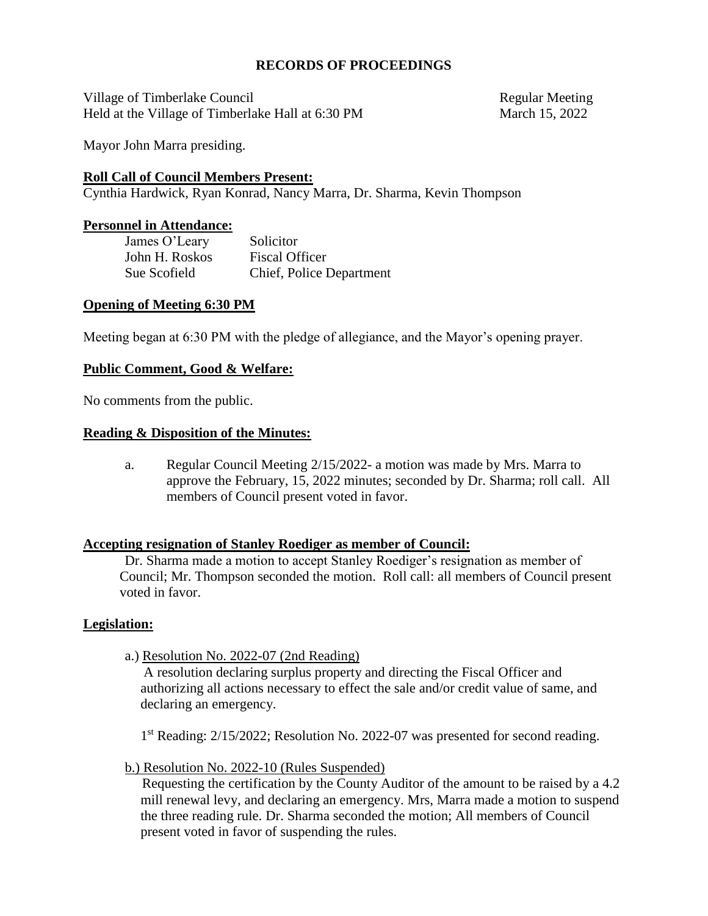# RECORDS OF PROCEEDINGS

Village of Timberlake Council — Regular Meeting
Held at the Village of Timberlake Hall at 6:30 PM — March 15, 2022

Mayor John Marra presiding.

## Roll Call of Council Members Present:

Cynthia Hardwick, Ryan Konrad, Nancy Marra, Dr. Sharma, Kevin Thompson

## Personnel in Attendance:

| | |
|---|---|
| James O'Leary | Solicitor |
| John H. Roskos | Fiscal Officer |
| Sue Scofield | Chief, Police Department |

## Opening of Meeting 6:30 PM

Meeting began at 6:30 PM with the pledge of allegiance, and the Mayor's opening prayer.

## Public Comment, Good & Welfare:

No comments from the public.

## Reading & Disposition of the Minutes:

a. Regular Council Meeting 2/15/2022- a motion was made by Mrs. Marra to approve the February, 15, 2022 minutes; seconded by Dr. Sharma; roll call. All members of Council present voted in favor.

## Accepting resignation of Stanley Roediger as member of Council:

Dr. Sharma made a motion to accept Stanley Roediger's resignation as member of Council; Mr. Thompson seconded the motion. Roll call: all members of Council present voted in favor.

## Legislation:

a.) Resolution No. 2022-07 (2nd Reading)

A resolution declaring surplus property and directing the Fiscal Officer and authorizing all actions necessary to effect the sale and/or credit value of same, and declaring an emergency.

1st Reading: 2/15/2022; Resolution No. 2022-07 was presented for second reading.

b.) Resolution No. 2022-10 (Rules Suspended)

Requesting the certification by the County Auditor of the amount to be raised by a 4.2 mill renewal levy, and declaring an emergency. Mrs, Marra made a motion to suspend the three reading rule. Dr. Sharma seconded the motion; All members of Council present voted in favor of suspending the rules.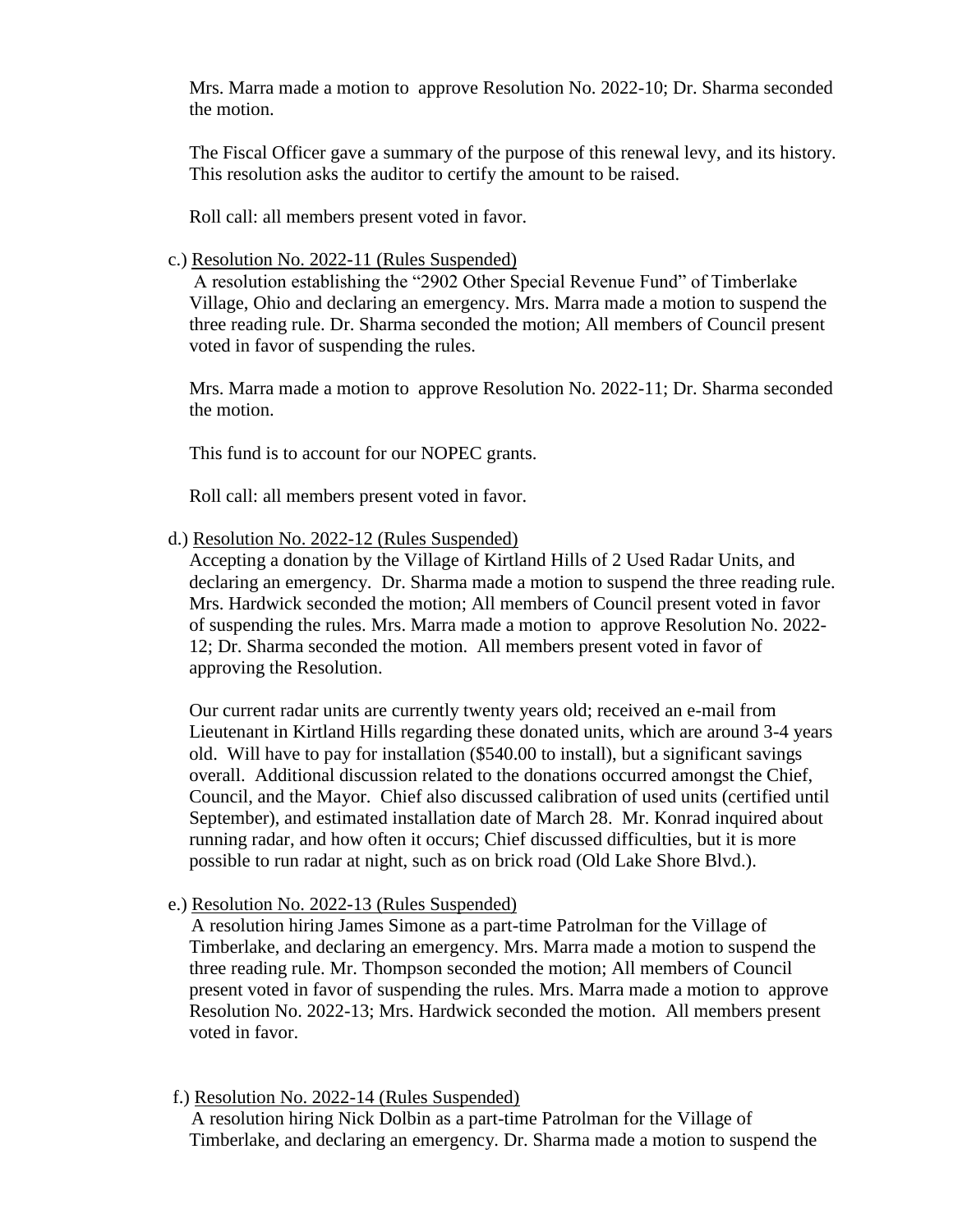Mrs. Marra made a motion to approve Resolution No. 2022-10; Dr. Sharma seconded the motion.

The Fiscal Officer gave a summary of the purpose of this renewal levy, and its history. This resolution asks the auditor to certify the amount to be raised.

Roll call: all members present voted in favor.

c.) Resolution No. 2022-11 (Rules Suspended)
A resolution establishing the "2902 Other Special Revenue Fund" of Timberlake Village, Ohio and declaring an emergency. Mrs. Marra made a motion to suspend the three reading rule. Dr. Sharma seconded the motion; All members of Council present voted in favor of suspending the rules.

Mrs. Marra made a motion to approve Resolution No. 2022-11; Dr. Sharma seconded the motion.

This fund is to account for our NOPEC grants.

Roll call: all members present voted in favor.

d.) Resolution No. 2022-12 (Rules Suspended)
Accepting a donation by the Village of Kirtland Hills of 2 Used Radar Units, and declaring an emergency. Dr. Sharma made a motion to suspend the three reading rule. Mrs. Hardwick seconded the motion; All members of Council present voted in favor of suspending the rules. Mrs. Marra made a motion to approve Resolution No. 2022-12; Dr. Sharma seconded the motion. All members present voted in favor of approving the Resolution.

Our current radar units are currently twenty years old; received an e-mail from Lieutenant in Kirtland Hills regarding these donated units, which are around 3-4 years old. Will have to pay for installation ($540.00 to install), but a significant savings overall. Additional discussion related to the donations occurred amongst the Chief, Council, and the Mayor. Chief also discussed calibration of used units (certified until September), and estimated installation date of March 28. Mr. Konrad inquired about running radar, and how often it occurs; Chief discussed difficulties, but it is more possible to run radar at night, such as on brick road (Old Lake Shore Blvd.).

e.) Resolution No. 2022-13 (Rules Suspended)
A resolution hiring James Simone as a part-time Patrolman for the Village of Timberlake, and declaring an emergency. Mrs. Marra made a motion to suspend the three reading rule. Mr. Thompson seconded the motion; All members of Council present voted in favor of suspending the rules. Mrs. Marra made a motion to approve Resolution No. 2022-13; Mrs. Hardwick seconded the motion. All members present voted in favor.

f.) Resolution No. 2022-14 (Rules Suspended)
A resolution hiring Nick Dolbin as a part-time Patrolman for the Village of Timberlake, and declaring an emergency. Dr. Sharma made a motion to suspend the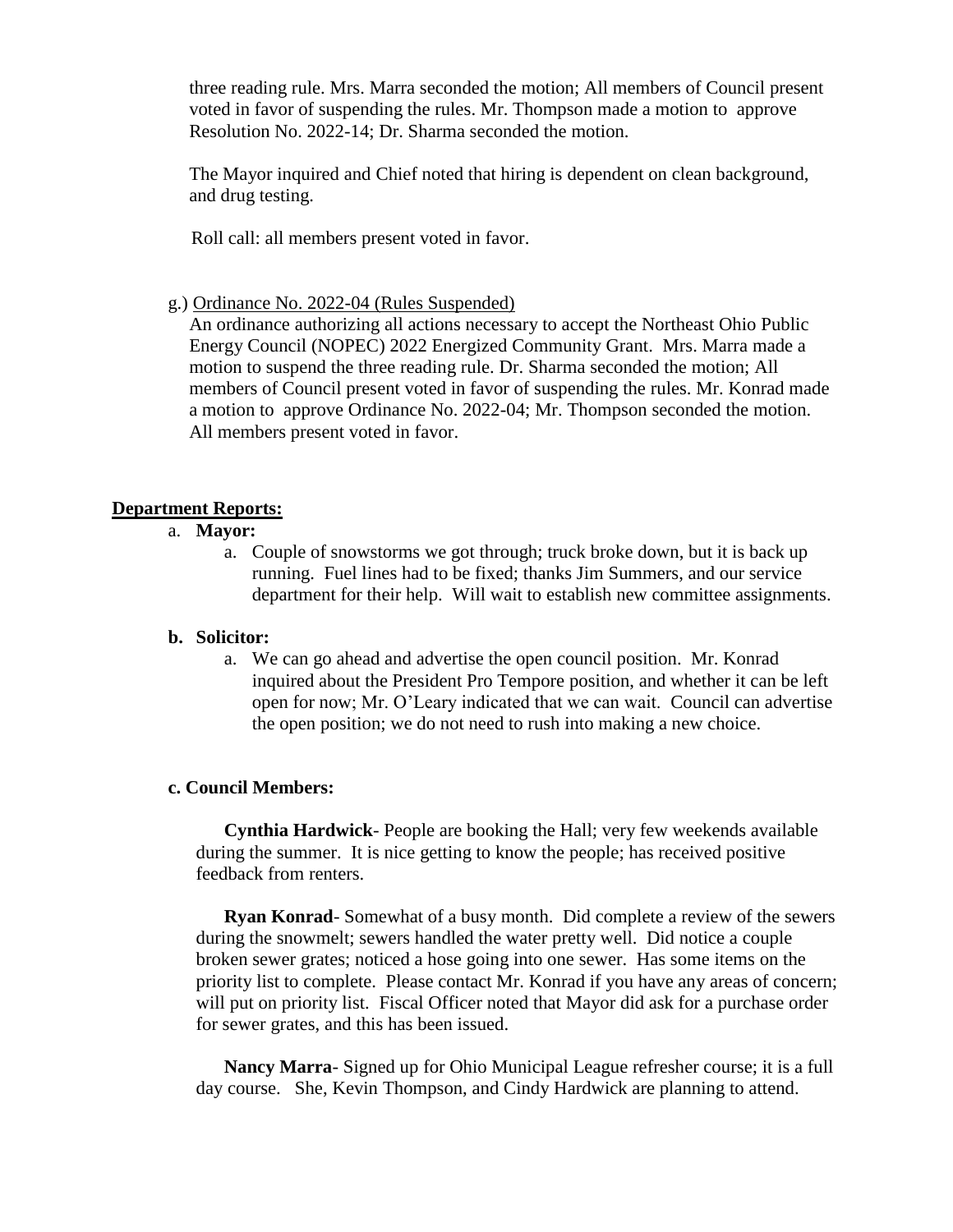three reading rule. Mrs. Marra seconded the motion; All members of Council present voted in favor of suspending the rules. Mr. Thompson made a motion to approve Resolution No. 2022-14; Dr. Sharma seconded the motion.

The Mayor inquired and Chief noted that hiring is dependent on clean background, and drug testing.

Roll call: all members present voted in favor.

g.) Ordinance No. 2022-04 (Rules Suspended)

An ordinance authorizing all actions necessary to accept the Northeast Ohio Public Energy Council (NOPEC) 2022 Energized Community Grant. Mrs. Marra made a motion to suspend the three reading rule. Dr. Sharma seconded the motion; All members of Council present voted in favor of suspending the rules. Mr. Konrad made a motion to approve Ordinance No. 2022-04; Mr. Thompson seconded the motion. All members present voted in favor.

**Department Reports:**

a. **Mayor:**

a. Couple of snowstorms we got through; truck broke down, but it is back up running. Fuel lines had to be fixed; thanks Jim Summers, and our service department for their help. Will wait to establish new committee assignments.

**b. Solicitor:**

a. We can go ahead and advertise the open council position. Mr. Konrad inquired about the President Pro Tempore position, and whether it can be left open for now; Mr. O'Leary indicated that we can wait. Council can advertise the open position; we do not need to rush into making a new choice.

**c. Council Members:**

**Cynthia Hardwick**- People are booking the Hall; very few weekends available during the summer. It is nice getting to know the people; has received positive feedback from renters.

**Ryan Konrad**- Somewhat of a busy month. Did complete a review of the sewers during the snowmelt; sewers handled the water pretty well. Did notice a couple broken sewer grates; noticed a hose going into one sewer. Has some items on the priority list to complete. Please contact Mr. Konrad if you have any areas of concern; will put on priority list. Fiscal Officer noted that Mayor did ask for a purchase order for sewer grates, and this has been issued.

**Nancy Marra**- Signed up for Ohio Municipal League refresher course; it is a full day course. She, Kevin Thompson, and Cindy Hardwick are planning to attend.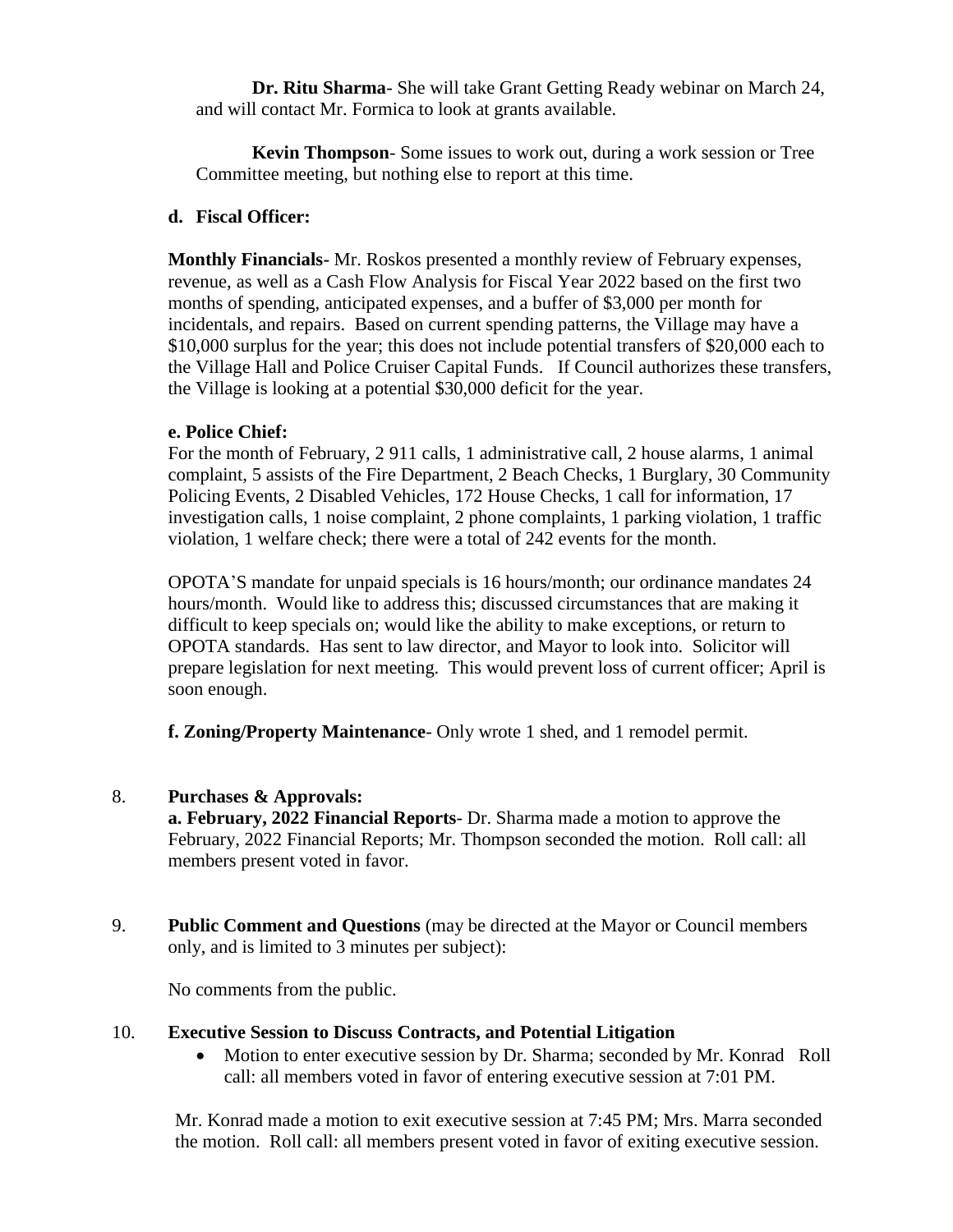**Dr. Ritu Sharma**- She will take Grant Getting Ready webinar on March 24, and will contact Mr. Formica to look at grants available.

**Kevin Thompson**- Some issues to work out, during a work session or Tree Committee meeting, but nothing else to report at this time.

**d. Fiscal Officer:**

**Monthly Financials-** Mr. Roskos presented a monthly review of February expenses, revenue, as well as a Cash Flow Analysis for Fiscal Year 2022 based on the first two months of spending, anticipated expenses, and a buffer of $3,000 per month for incidentals, and repairs. Based on current spending patterns, the Village may have a $10,000 surplus for the year; this does not include potential transfers of $20,000 each to the Village Hall and Police Cruiser Capital Funds. If Council authorizes these transfers, the Village is looking at a potential $30,000 deficit for the year.

**e. Police Chief:**

For the month of February, 2 911 calls, 1 administrative call, 2 house alarms, 1 animal complaint, 5 assists of the Fire Department, 2 Beach Checks, 1 Burglary, 30 Community Policing Events, 2 Disabled Vehicles, 172 House Checks, 1 call for information, 17 investigation calls, 1 noise complaint, 2 phone complaints, 1 parking violation, 1 traffic violation, 1 welfare check; there were a total of 242 events for the month.

OPOTA'S mandate for unpaid specials is 16 hours/month; our ordinance mandates 24 hours/month. Would like to address this; discussed circumstances that are making it difficult to keep specials on; would like the ability to make exceptions, or return to OPOTA standards. Has sent to law director, and Mayor to look into. Solicitor will prepare legislation for next meeting. This would prevent loss of current officer; April is soon enough.

**f. Zoning/Property Maintenance**- Only wrote 1 shed, and 1 remodel permit.

8. **Purchases & Approvals:**

   **a. February, 2022 Financial Reports**- Dr. Sharma made a motion to approve the February, 2022 Financial Reports; Mr. Thompson seconded the motion. Roll call: all members present voted in favor.

9. **Public Comment and Questions** (may be directed at the Mayor or Council members only, and is limited to 3 minutes per subject):

   No comments from the public.

10. **Executive Session to Discuss Contracts, and Potential Litigation**

    - Motion to enter executive session by Dr. Sharma; seconded by Mr. Konrad Roll call: all members voted in favor of entering executive session at 7:01 PM.

    Mr. Konrad made a motion to exit executive session at 7:45 PM; Mrs. Marra seconded the motion. Roll call: all members present voted in favor of exiting executive session.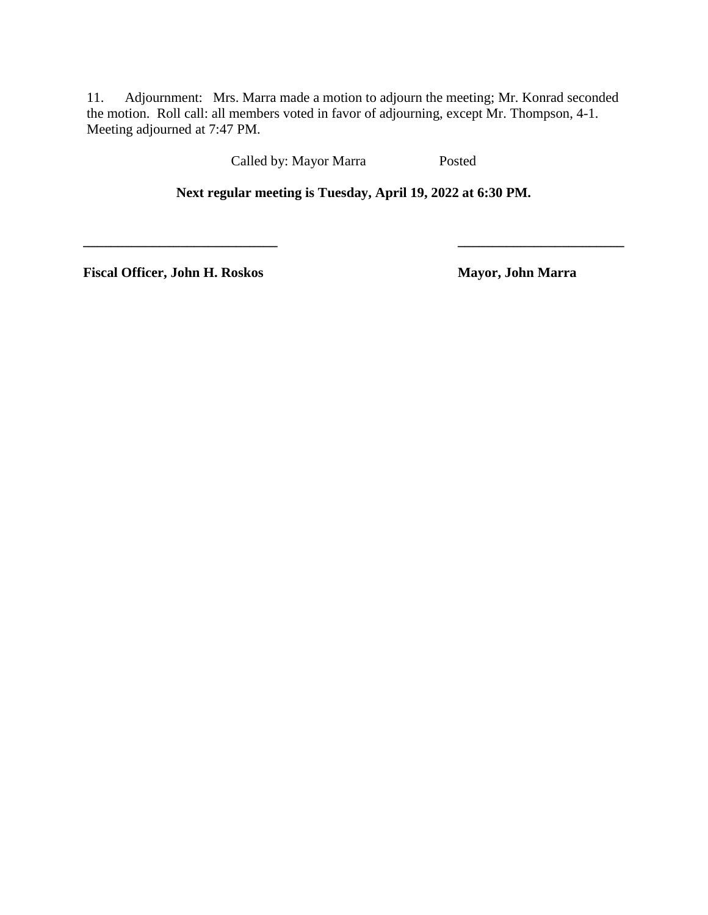11. Adjournment: Mrs. Marra made a motion to adjourn the meeting; Mr. Konrad seconded the motion. Roll call: all members voted in favor of adjourning, except Mr. Thompson, 4-1. Meeting adjourned at 7:47 PM.

Called by: Mayor Marra Posted

**Next regular meeting is Tuesday, April 19, 2022 at 6:30 PM.**

**\_\_\_\_\_\_\_\_\_\_\_\_\_\_\_\_\_\_\_\_\_\_\_\_\_\_\_\_**

**Fiscal Officer, John H. Roskos**

**\_\_\_\_\_\_\_\_\_\_\_\_\_\_\_\_\_\_\_\_\_\_\_\_\_\_\_\_**

**Mayor, John Marra**